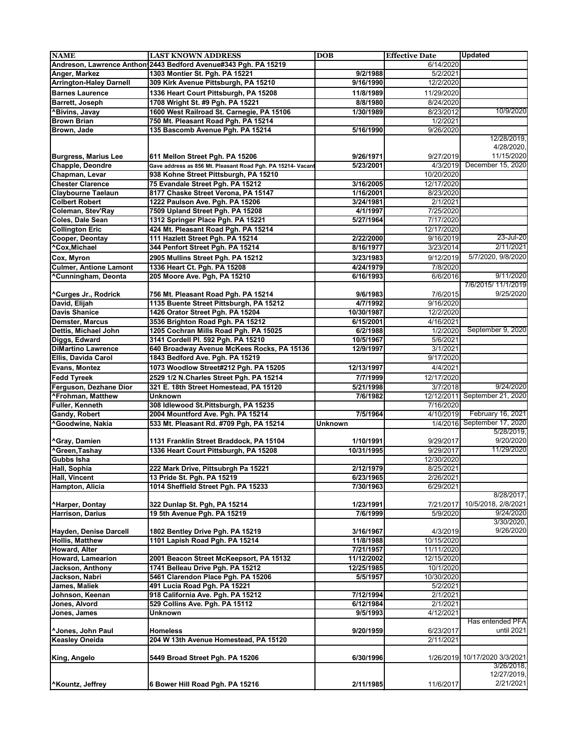| NAME | LAST KNOWN ADDRESS | DOB | Effective Date | Updated |
|---|---|---|---|---|
| Andreson, Lawrence Anthon | 2443 Bedford Avenue#343 Pgh. PA 15219 | | 6/14/2020 | |
| Anger, Markez | 1303 Montier St. Pgh. PA 15221 | 9/2/1988 | 5/2/2021 | |
| Arrington-Haley Darnell | 309 Kirk Avenue Pittsburgh, PA 15210 | 9/16/1990 | 12/2/2020 | |
| Barnes Laurence | 1336 Heart Court Pittsburgh, PA 15208 | 11/8/1989 | 11/29/2020 | |
| Barrett, Joseph | 1708 Wright St. #9 Pgh. PA 15221 | 8/8/1980 | 8/24/2020 | |
| ^Bivins, Javay | 1600 West Railroad St. Carnegie, PA 15106 | 1/30/1989 | 8/23/2012 | 10/9/2020 |
| Brown Brian | 750 Mt. Pleasant Road Pgh. PA 15214 | | 1/2/2021 | |
| Brown, Jade | 135 Bascomb Avenue Pgh. PA 15214 | 5/16/1990 | 9/26/2020 | |
| Burgress, Marius Lee | 611 Mellon Street Pgh. PA 15206 | 9/26/1971 | 9/27/2019 | 12/28/2019, 4/28/2020, 11/15/2020 |
| Chapple, Deondre | Gave address as 856 Mt. Pleasant Road Pgh. PA 15214- Vacant | 5/23/2001 | 4/3/2019 | December 15, 2020 |
| Chapman, Levar | 938 Kohne Street Pittsburgh, PA 15210 | | 10/20/2020 | |
| Chester Clarence | 75 Evandale Street Pgh. PA 15212 | 3/16/2005 | 12/17/2020 | |
| Claybourne Taelaun | 8177 Chaske Street Verona, PA 15147 | 1/16/2001 | 8/23/2020 | |
| Colbert Robert | 1222 Paulson Ave. Pgh. PA 15206 | 3/24/1981 | 2/1/2021 | |
| Coleman, Stev'Ray | 7509 Upland Street Pgh. PA 15208 | 4/1/1997 | 7/25/2020 | |
| Coles, Dale Sean | 1312 Springer Place Pgh. PA 15221 | 5/27/1964 | 7/17/2020 | |
| Collington Eric | 424 Mt. Pleasant Road Pgh. PA 15214 | | 12/17/2020 | |
| Cooper, Deontay | 111 Hazlett Street Pgh. PA 15214 | 2/22/2000 | 9/16/2019 | 23-Jul-20 |
| ^Cox,Michael | 344 Penfort Street Pgh. PA 15214 | 8/16/1977 | 3/23/2014 | 2/11/2021 |
| Cox, Myron | 2905 Mullins Street Pgh. PA 15212 | 3/23/1983 | 9/12/2019 | 5/7/2020, 9/8/2020 |
| Culmer, Antione Lamont | 1336 Heart Ct. Pgh. PA 15208 | 4/24/1979 | 7/8/2020 | |
| ^Cunningham, Deonta | 205 Moore Ave. Pgh, PA 15210 | 6/16/1993 | 6/6/2016 | 9/11/2020 |
| ^Curges Jr., Rodrick | 756 Mt. Pleasant Road Pgh. PA 15214 | 9/6/1983 | 7/6/2015 | 7/6/2015/ 11/1/2019 9/25/2020 |
| David, Elijah | 1135 Buente Street Pittsburgh, PA 15212 | 4/7/1992 | 9/16/2020 | |
| Davis Shanice | 1426 Orator Street Pgh. PA 15204 | 10/30/1987 | 12/2/2020 | |
| Demster, Marcus | 3536 Brighton Road Pgh. PA 15212 | 6/15/2001 | 4/16/2021 | |
| Dettis, Michael John | 1205 Cochran Mills Road Pgh. PA 15025 | 6/2/1988 | 1/2/2020 | September 9, 2020 |
| Diggs, Edward | 3141 Cordell Pl. 592 Pgh. PA 15210 | 10/5/1967 | 5/6/2021 | |
| DiMartino Lawrence | 640 Broadway Avenue McKees Rocks, PA 15136 | 12/9/1997 | 3/1/2021 | |
| Ellis, Davida Carol | 1843 Bedford Ave. Pgh. PA 15219 | | 9/17/2020 | |
| Evans, Montez | 1073 Woodlow Street#212 Pgh. PA 15205 | 12/13/1997 | 4/4/2021 | |
| Fedd Tyreek | 2529 1/2 N.Charles Street Pgh. PA 15214 | 7/7/1999 | 12/17/2020 | |
| Ferguson, Dezhane Dior | 321 E. 18th Street Homestead, PA 15120 | 5/21/1998 | 3/7/2018 | 9/24/2020 |
| ^Frohman, Matthew | Unknown | 7/6/1982 | 12/12/2011 | September 21, 2020 |
| Fuller, Kenneth | 308 Idlewood St.Pittsburgh, PA 15235 | | 7/16/2020 | |
| Gandy, Robert | 2004 Mountford Ave. Pgh. PA 15214 | 7/5/1964 | 4/10/2019 | February 16, 2021 |
| ^Goodwine, Nakia | 533 Mt. Pleasant Rd. #709 Pgh, PA 15214 | Unknown | 1/4/2016 | September 17, 2020 |
| ^Gray, Damien | 1131 Franklin Street Braddock, PA 15104 | 1/10/1991 | 9/29/2017 | 5/28/2019, 9/20/2020 |
| ^Green,Tashay | 1336 Heart Court Pittsburgh, PA 15208 | 10/31/1995 | 9/29/2017 | 11/29/2020 |
| Gubbs Isha | | | 12/30/2020 | |
| Hall, Sophia | 222 Mark Drive, Pittsubrgh Pa 15221 | 2/12/1979 | 8/25/2021 | |
| Hall, Vincent | 13 Pride St. Pgh. PA 15219 | 6/23/1965 | 2/26/2021 | |
| Hampton, Alicia | 1014 Sheffield Street Pgh. PA 15233 | 7/30/1963 | 6/29/2021 | |
| ^Harper, Dontay | 322 Dunlap St. Pgh, PA 15214 | 1/23/1991 | 7/21/2017 | 8/28/2017, 10/5/2018, 2/8/2021 |
| Harrison, Darius | 19 5th Avenue Pgh. PA 15219 | 7/6/1999 | 5/9/2020 | 9/24/2020 |
| Hayden, Denise Darcell | 1802 Bentley Drive Pgh. PA 15219 | 3/16/1967 | 4/3/2019 | 3/30/2020, 9/26/2020 |
| Hollis, Matthew | 1101 Lapish Road Pgh. PA 15214 | 11/8/1988 | 10/15/2020 | |
| Howard, Alter | | 7/21/1957 | 11/11/2020 | |
| Howard, Lamearion | 2001 Beacon Street McKeepsort, PA 15132 | 11/12/2002 | 12/15/2020 | |
| Jackson, Anthony | 1741 Belleau Drive Pgh. PA 15212 | 12/25/1985 | 10/1/2020 | |
| Jackson, Nabri | 5461 Clarendon Place Pgh. PA 15206 | 5/5/1957 | 10/30/2020 | |
| James, Maliek | 491 Lucia Road Pgh. PA 15221 | | 5/2/2021 | |
| Johnson, Keenan | 918 California Ave. Pgh. PA 15212 | 7/12/1994 | 2/1/2021 | |
| Jones, Alvord | 529 Collins Ave. Pgh. PA 15112 | 6/12/1984 | 2/1/2021 | |
| Jones, James | Unknown | 9/5/1993 | 4/12/2021 | |
| ^Jones, John Paul | Homeless | 9/20/1959 | 6/23/2017 | Has entended PFA until 2021 |
| Keasley Oneida | 204 W 13th Avenue Homestead, PA 15120 | | 2/11/2021 | |
| King, Angelo | 5449 Broad Street Pgh. PA 15206 | 6/30/1996 | 1/26/2019 | 10/17/2020 3/3/2021 |
| ^Kountz, Jeffrey | 6 Bower Hill Road Pgh. PA 15216 | 2/11/1985 | 11/6/2017 | 3/26/2018, 12/27/2019, 2/21/2021 |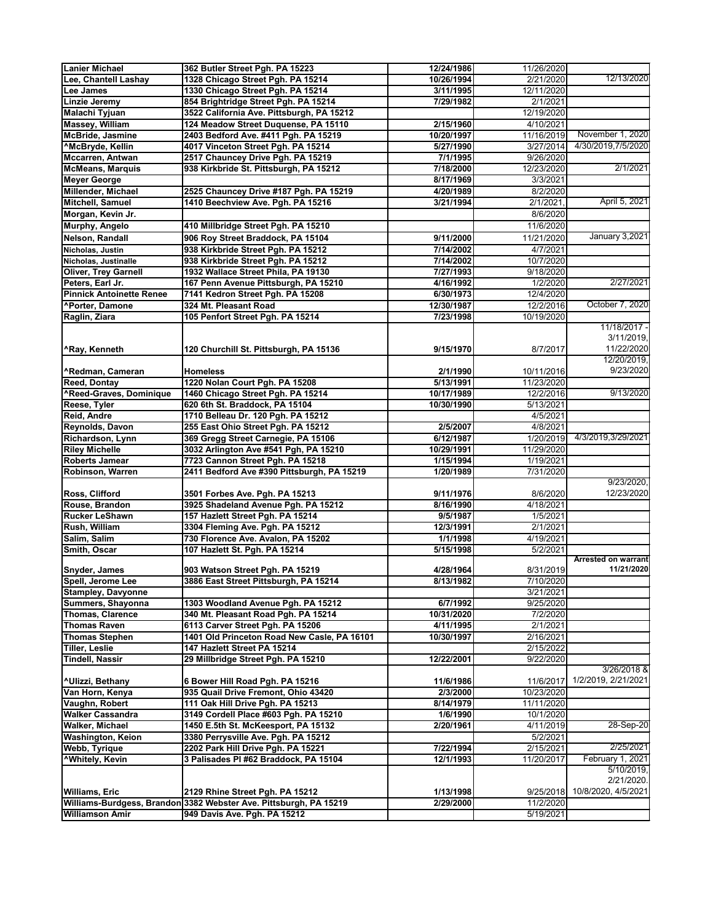| | | | | |
|---|---|---|---|---|
| Lanier Michael | 362 Butler Street Pgh. PA 15223 | 12/24/1986 | 11/26/2020 | |
| Lee, Chantell Lashay | 1328 Chicago Street Pgh. PA 15214 | 10/26/1994 | 2/21/2020 | 12/13/2020 |
| Lee James | 1330 Chicago Street Pgh. PA 15214 | 3/11/1995 | 12/11/2020 | |
| Linzie Jeremy | 854 Brightridge Street Pgh. PA 15214 | 7/29/1982 | 2/1/2021 | |
| Malachi Tyjuan | 3522 California Ave. Pittsburgh, PA 15212 | | 12/19/2020 | |
| Massey, William | 124 Meadow Street Duquense, PA 15110 | 2/15/1960 | 4/10/2021 | |
| McBride, Jasmine | 2403 Bedford Ave. #411 Pgh. PA 15219 | 10/20/1997 | 11/16/2019 | November 1, 2020 |
| ^McBryde, Kellin | 4017 Vinceton Street Pgh. PA 15214 | 5/27/1990 | 3/27/2014 | 4/30/2019,7/5/2020 |
| Mccarren, Antwan | 2517 Chauncey Drive Pgh. PA 15219 | 7/1/1995 | 9/26/2020 | |
| McMeans, Marquis | 938 Kirkbride St. Pittsburgh, PA 15212 | 7/18/2000 | 12/23/2020 | 2/1/2021 |
| Meyer George | | 8/17/1969 | 3/3/2021 | |
| Millender, Michael | 2525 Chauncey Drive #187 Pgh. PA 15219 | 4/20/1989 | 8/2/2020 | |
| Mitchell, Samuel | 1410 Beechview Ave. Pgh. PA 15216 | 3/21/1994 | 2/1/2021, | April 5, 2021 |
| Morgan, Kevin Jr. | | | 8/6/2020 | |
| Murphy, Angelo | 410 Millbridge Street Pgh. PA 15210 | | 11/6/2020 | |
| Nelson, Randall | 906 Roy Street Braddock, PA 15104 | 9/11/2000 | 11/21/2020 | January 3,2021 |
| Nicholas, Justin | 938 Kirkbride Street Pgh. PA 15212 | 7/14/2002 | 4/7/2021 | |
| Nicholas, Justinalle | 938 Kirkbride Street Pgh. PA 15212 | 7/14/2002 | 10/7/2020 | |
| Oliver, Trey Garnell | 1932 Wallace Street Phila, PA 19130 | 7/27/1993 | 9/18/2020 | |
| Peters, Earl Jr. | 167 Penn Avenue Pittsburgh, PA 15210 | 4/16/1992 | 1/2/2020 | 2/27/2021 |
| Pinnick Antoinette Renee | 7141 Kedron Street Pgh. PA 15208 | 6/30/1973 | 12/4/2020 | |
| ^Porter, Damone | 324 Mt. Pleasant Road | 12/30/1987 | 12/2/2016 | October 7, 2020 |
| Raglin, Ziara | 105 Penfort Street Pgh. PA 15214 | 7/23/1998 | 10/19/2020 | |
| ^Ray, Kenneth | 120 Churchill St. Pittsburgh, PA 15136 | 9/15/1970 | 8/7/2017 | 11/18/2017 - 3/11/2019, 11/22/2020 |
| ^Redman, Cameran | Homeless | 2/1/1990 | 10/11/2016 | 12/20/2019, 9/23/2020 |
| Reed, Dontay | 1220 Nolan Court Pgh. PA 15208 | 5/13/1991 | 11/23/2020 | |
| ^Reed-Graves, Dominique | 1460 Chicago Street Pgh. PA 15214 | 10/17/1989 | 12/2/2016 | 9/13/2020 |
| Reese, Tyler | 620 6th St. Braddock, PA 15104 | 10/30/1990 | 5/13/2021 | |
| Reid, Andre | 1710 Belleau Dr. 120 Pgh. PA 15212 | | 4/5/2021 | |
| Reynolds, Davon | 255 East Ohio Street Pgh. PA 15212 | 2/5/2007 | 4/8/2021 | |
| Richardson, Lynn | 369 Gregg Street Carnegie, PA 15106 | 6/12/1987 | 1/20/2019 | 4/3/2019,3/29/2021 |
| Riley Michelle | 3032 Arlington Ave #541 Pgh, PA 15210 | 10/29/1991 | 11/29/2020 | |
| Roberts Jamear | 7723 Cannon Street Pgh. PA 15218 | 1/15/1994 | 1/19/2021 | |
| Robinson, Warren | 2411 Bedford Ave #390 Pittsburgh, PA 15219 | 1/20/1989 | 7/31/2020 | |
| Ross, Clifford | 3501 Forbes Ave. Pgh. PA 15213 | 9/11/1976 | 8/6/2020 | 9/23/2020, 12/23/2020 |
| Rouse, Brandon | 3925 Shadeland Avenue Pgh. PA 15212 | 8/16/1990 | 4/18/2021 | |
| Rucker LeShawn | 157 Hazlett Street Pgh. PA 15214 | 9/5/1987 | 1/5/2021 | |
| Rush, William | 3304 Fleming Ave. Pgh. PA 15212 | 12/3/1991 | 2/1/2021 | |
| Salim, Salim | 730 Florence Ave. Avalon, PA 15202 | 1/1/1998 | 4/19/2021 | |
| Smith, Oscar | 107 Hazlett St. Pgh. PA 15214 | 5/15/1998 | 5/2/2021 | |
| Snyder, James | 903 Watson Street Pgh. PA 15219 | 4/28/1964 | 8/31/2019 | **Arrested on warrant 11/21/2020** |
| Spell, Jerome Lee | 3886 East Street Pittsburgh, PA 15214 | 8/13/1982 | 7/10/2020 | |
| Stampley, Davyonne | | | 3/21/2021 | |
| Summers, Shayonna | 1303 Woodland Avenue Pgh. PA 15212 | 6/7/1992 | 9/25/2020 | |
| Thomas, Clarence | 340 Mt. Pleasant Road Pgh. PA 15214 | 10/31/2020 | 7/2/2020 | |
| Thomas Raven | 6113 Carver Street Pgh. PA 15206 | 4/11/1995 | 2/1/2021 | |
| Thomas Stephen | 1401 Old Princeton Road New Casle, PA 16101 | 10/30/1997 | 2/16/2021 | |
| Tiller, Leslie | 147 Hazlett Street PA 15214 | | 2/15/2022 | |
| Tindell, Nassir | 29 Millbridge Street Pgh. PA 15210 | 12/22/2001 | 9/22/2020 | |
| ^Ulizzi, Bethany | 6 Bower Hill Road Pgh. PA 15216 | 11/6/1986 | 11/6/2017 | 3/26/2018 & 1/2/2019, 2/21/2021 |
| Van Horn, Kenya | 935 Quail Drive Fremont, Ohio 43420 | 2/3/2000 | 10/23/2020 | |
| Vaughn, Robert | 111 Oak Hill Drive Pgh. PA 15213 | 8/14/1979 | 11/11/2020 | |
| Walker Cassandra | 3149 Cordell Place #603 Pgh. PA 15210 | 1/6/1990 | 10/1/2020 | |
| Walker, Michael | 1450 E.5th St. McKeesport, PA 15132 | 2/20/1961 | 4/11/2019 | 28-Sep-20 |
| Washington, Keion | 3380 Perrysville Ave. Pgh. PA 15212 | | 5/2/2021 | |
| Webb, Tyrique | 2202 Park Hill Drive Pgh. PA 15221 | 7/22/1994 | 2/15/2021 | 2/25/2021 |
| ^Whitely, Kevin | 3 Palisades Pl #62 Braddock, PA 15104 | 12/1/1993 | 11/20/2017 | February 1, 2021 |
| Williams, Eric | 2129 Rhine Street Pgh. PA 15212 | 1/13/1998 | 9/25/2018 | 5/10/2019, 2/21/2020. 10/8/2020, 4/5/2021 |
| Williams-Burdgess, Brandon | 3382 Webster Ave. Pittsburgh, PA 15219 | 2/29/2000 | 11/2/2020 | |
| Williamson Amir | 949 Davis Ave. Pgh. PA 15212 | | 5/19/2021 | |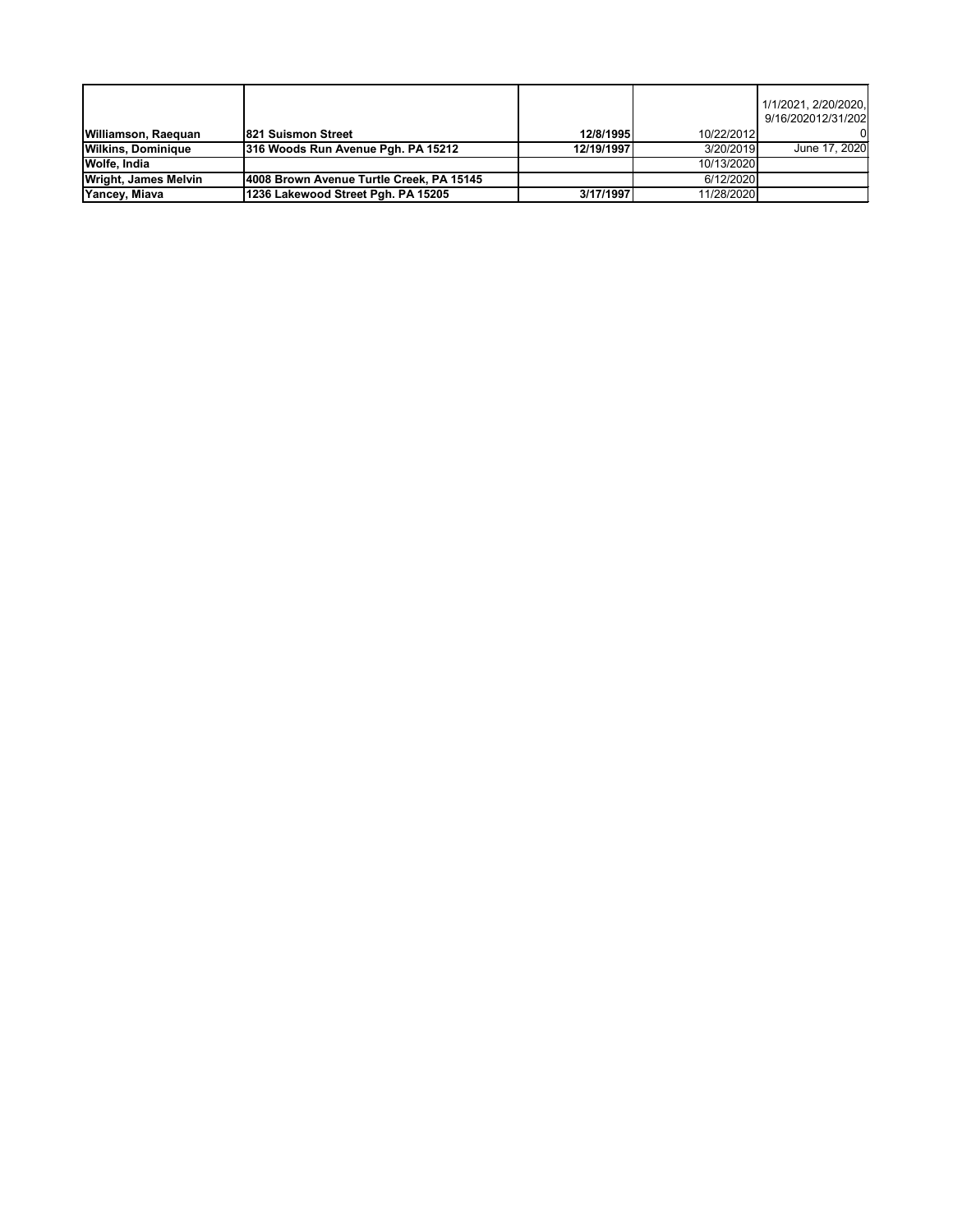| | | | | |
|---|---|---|---|---|
| **Williamson, Raequan** | **821 Suismon Street** | **12/8/1995** | 10/22/2012 | 1/1/2021, 2/20/2020, 9/16/202012/31/2020 |
| **Wilkins, Dominique** | **316 Woods Run Avenue Pgh. PA 15212** | **12/19/1997** | 3/20/2019 | June 17, 2020 |
| **Wolfe, India** | | | 10/13/2020 | |
| **Wright, James Melvin** | **4008 Brown Avenue Turtle Creek, PA 15145** | | 6/12/2020 | |
| **Yancey, Miava** | **1236 Lakewood Street Pgh. PA 15205** | **3/17/1997** | 11/28/2020 | |